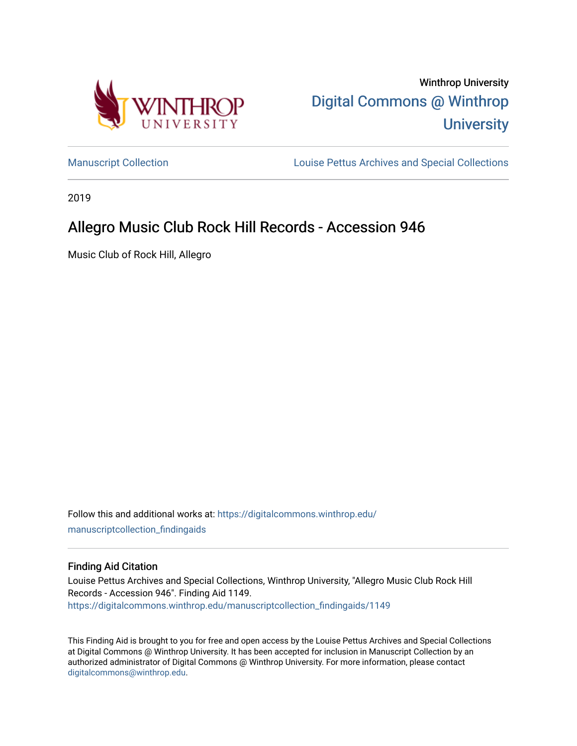Winthrop University

# Digital Commons @ Winthrop University

Manuscript Collection | Louise Pettus Archives and Special Collections

2019

## Allegro Music Club Rock Hill Records - Accession 946

Music Club of Rock Hill, Allegro

Follow this and additional works at: https://digitalcommons.winthrop.edu/manuscriptcollection_findingaids

### Finding Aid Citation

Louise Pettus Archives and Special Collections, Winthrop University, "Allegro Music Club Rock Hill Records - Accession 946". Finding Aid 1149.
https://digitalcommons.winthrop.edu/manuscriptcollection_findingaids/1149

This Finding Aid is brought to you for free and open access by the Louise Pettus Archives and Special Collections at Digital Commons @ Winthrop University. It has been accepted for inclusion in Manuscript Collection by an authorized administrator of Digital Commons @ Winthrop University. For more information, please contact digitalcommons@winthrop.edu.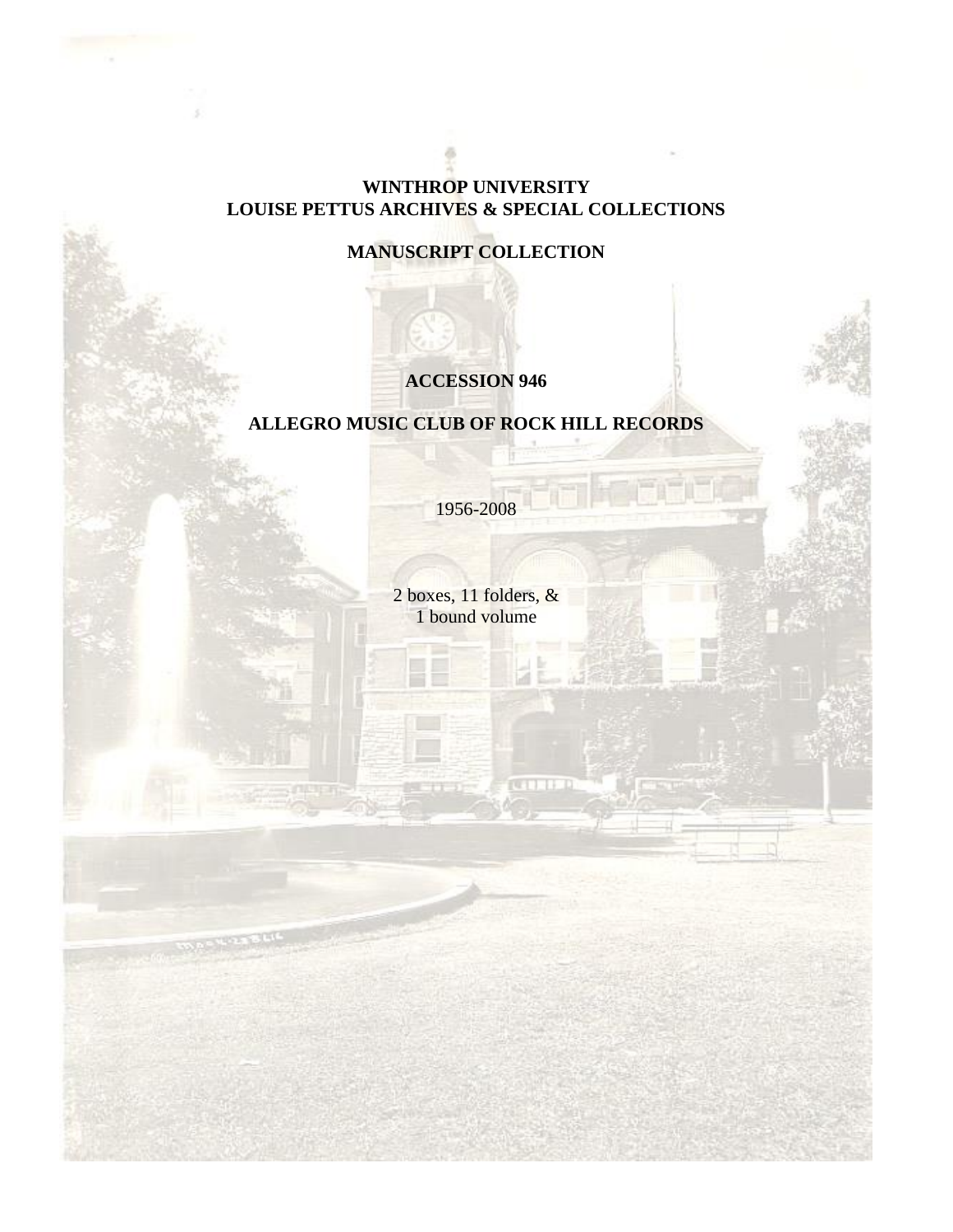**WINTHROP UNIVERSITY**
**LOUISE PETTUS ARCHIVES & SPECIAL COLLECTIONS**

**MANUSCRIPT COLLECTION**

**ACCESSION 946**

**ALLEGRO MUSIC CLUB OF ROCK HILL RECORDS**

1956-2008

2 boxes, 11 folders, &
1 bound volume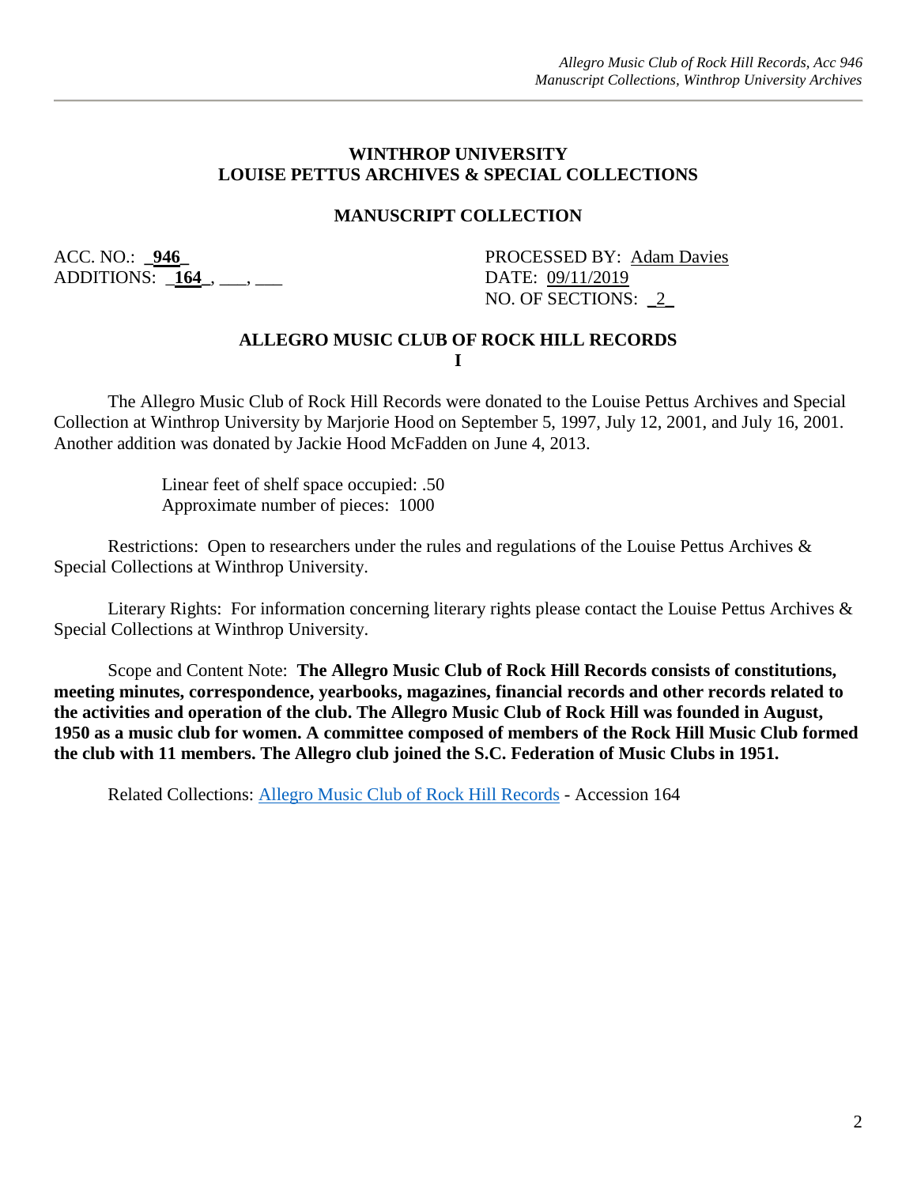## WINTHROP UNIVERSITY
## LOUISE PETTUS ARCHIVES & SPECIAL COLLECTIONS

### MANUSCRIPT COLLECTION

ACC. NO.: _**946**_
ADDITIONS: _**164**_, ___, ___

PROCESSED BY: Adam Davies
DATE: 09/11/2019
NO. OF SECTIONS: _2_

### ALLEGRO MUSIC CLUB OF ROCK HILL RECORDS

**I**

The Allegro Music Club of Rock Hill Records were donated to the Louise Pettus Archives and Special Collection at Winthrop University by Marjorie Hood on September 5, 1997, July 12, 2001, and July 16, 2001. Another addition was donated by Jackie Hood McFadden on June 4, 2013.

Linear feet of shelf space occupied: .50
Approximate number of pieces: 1000

Restrictions: Open to researchers under the rules and regulations of the Louise Pettus Archives & Special Collections at Winthrop University.

Literary Rights: For information concerning literary rights please contact the Louise Pettus Archives & Special Collections at Winthrop University.

Scope and Content Note: **The Allegro Music Club of Rock Hill Records consists of constitutions, meeting minutes, correspondence, yearbooks, magazines, financial records and other records related to the activities and operation of the club. The Allegro Music Club of Rock Hill was founded in August, 1950 as a music club for women. A committee composed of members of the Rock Hill Music Club formed the club with 11 members. The Allegro club joined the S.C. Federation of Music Clubs in 1951.**

Related Collections: Allegro Music Club of Rock Hill Records - Accession 164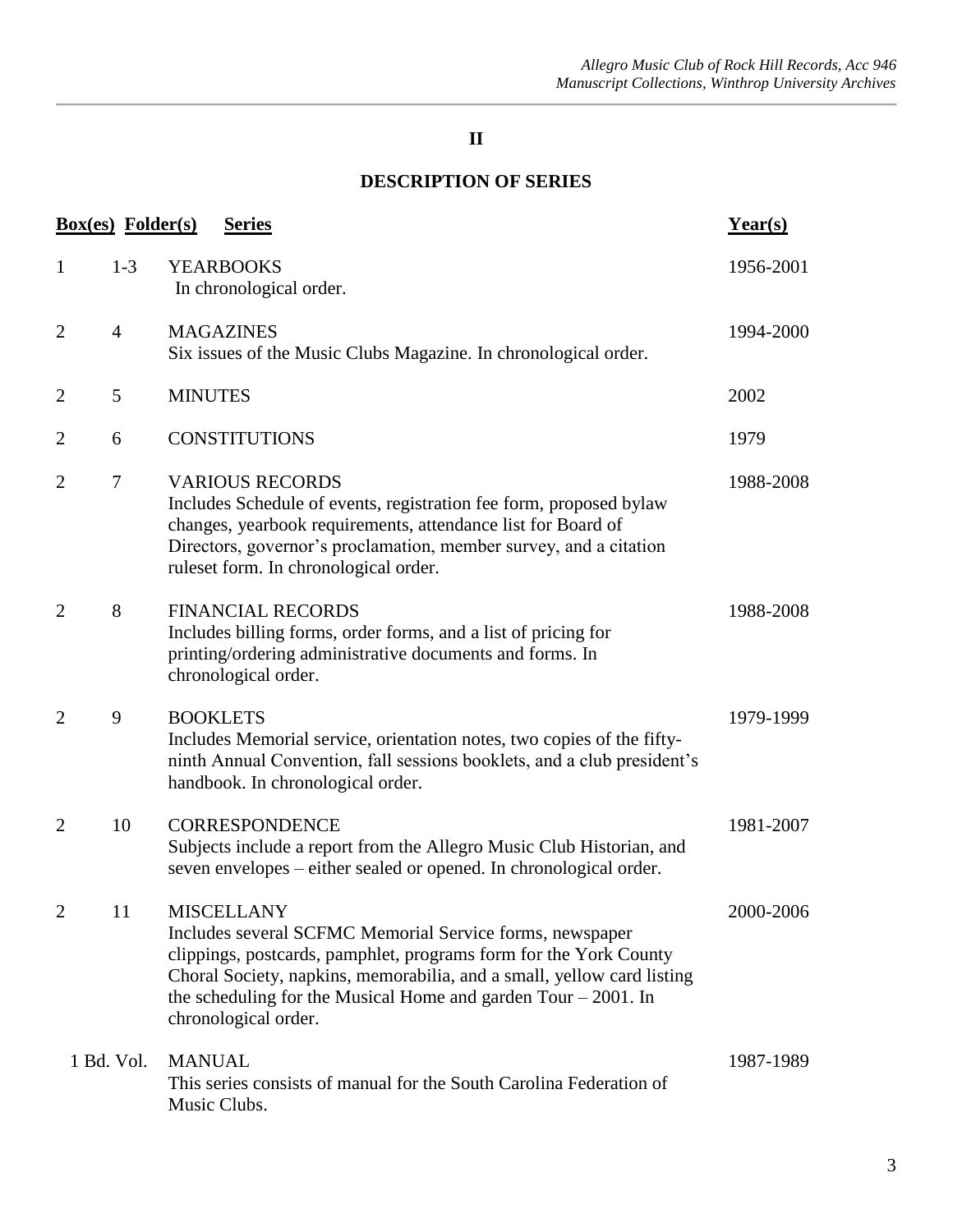## II

## DESCRIPTION OF SERIES

| Box(es) | Folder(s) | Series | Year(s) |
|---|---|---|---|
| 1 | 1-3 | YEARBOOKS<br>In chronological order. | 1956-2001 |
| 2 | 4 | MAGAZINES<br>Six issues of the Music Clubs Magazine. In chronological order. | 1994-2000 |
| 2 | 5 | MINUTES | 2002 |
| 2 | 6 | CONSTITUTIONS | 1979 |
| 2 | 7 | VARIOUS RECORDS<br>Includes Schedule of events, registration fee form, proposed bylaw changes, yearbook requirements, attendance list for Board of Directors, governor's proclamation, member survey, and a citation ruleset form. In chronological order. | 1988-2008 |
| 2 | 8 | FINANCIAL RECORDS<br>Includes billing forms, order forms, and a list of pricing for printing/ordering administrative documents and forms. In chronological order. | 1988-2008 |
| 2 | 9 | BOOKLETS<br>Includes Memorial service, orientation notes, two copies of the fifty-ninth Annual Convention, fall sessions booklets, and a club president's handbook. In chronological order. | 1979-1999 |
| 2 | 10 | CORRESPONDENCE<br>Subjects include a report from the Allegro Music Club Historian, and seven envelopes – either sealed or opened. In chronological order. | 1981-2007 |
| 2 | 11 | MISCELLANY<br>Includes several SCFMC Memorial Service forms, newspaper clippings, postcards, pamphlet, programs form for the York County Choral Society, napkins, memorabilia, and a small, yellow card listing the scheduling for the Musical Home and garden Tour – 2001. In chronological order. | 2000-2006 |
| 1 Bd. Vol. | | MANUAL<br>This series consists of manual for the South Carolina Federation of Music Clubs. | 1987-1989 |